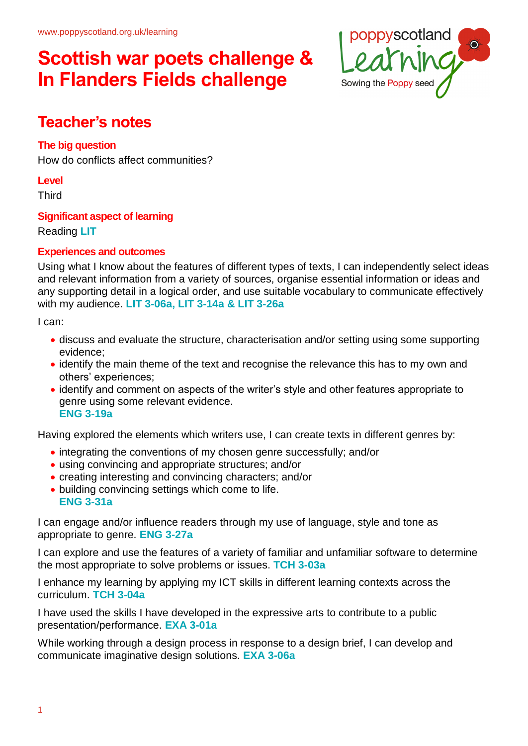www.poppyscotland.org.uk/learning

# Scottish war poets challenge & In Flanders Fields challenge

poppyscotland Learning
Sowing the Poppy seed

## Teacher's notes

### The big question

How do conflicts affect communities?

### Level

Third

### Significant aspect of learning

Reading **LIT**

### Experiences and outcomes

Using what I know about the features of different types of texts, I can independently select ideas and relevant information from a variety of sources, organise essential information or ideas and any supporting detail in a logical order, and use suitable vocabulary to communicate effectively with my audience. **LIT 3-06a, LIT 3-14a & LIT 3-26a**

I can:

- discuss and evaluate the structure, characterisation and/or setting using some supporting evidence;
- identify the main theme of the text and recognise the relevance this has to my own and others' experiences;
- identify and comment on aspects of the writer's style and other features appropriate to genre using some relevant evidence.
  **ENG 3-19a**

Having explored the elements which writers use, I can create texts in different genres by:

- integrating the conventions of my chosen genre successfully; and/or
- using convincing and appropriate structures; and/or
- creating interesting and convincing characters; and/or
- building convincing settings which come to life.
  **ENG 3-31a**

I can engage and/or influence readers through my use of language, style and tone as appropriate to genre. **ENG 3-27a**

I can explore and use the features of a variety of familiar and unfamiliar software to determine the most appropriate to solve problems or issues. **TCH 3-03a**

I enhance my learning by applying my ICT skills in different learning contexts across the curriculum. **TCH 3-04a**

I have used the skills I have developed in the expressive arts to contribute to a public presentation/performance. **EXA 3-01a**

While working through a design process in response to a design brief, I can develop and communicate imaginative design solutions. **EXA 3-06a**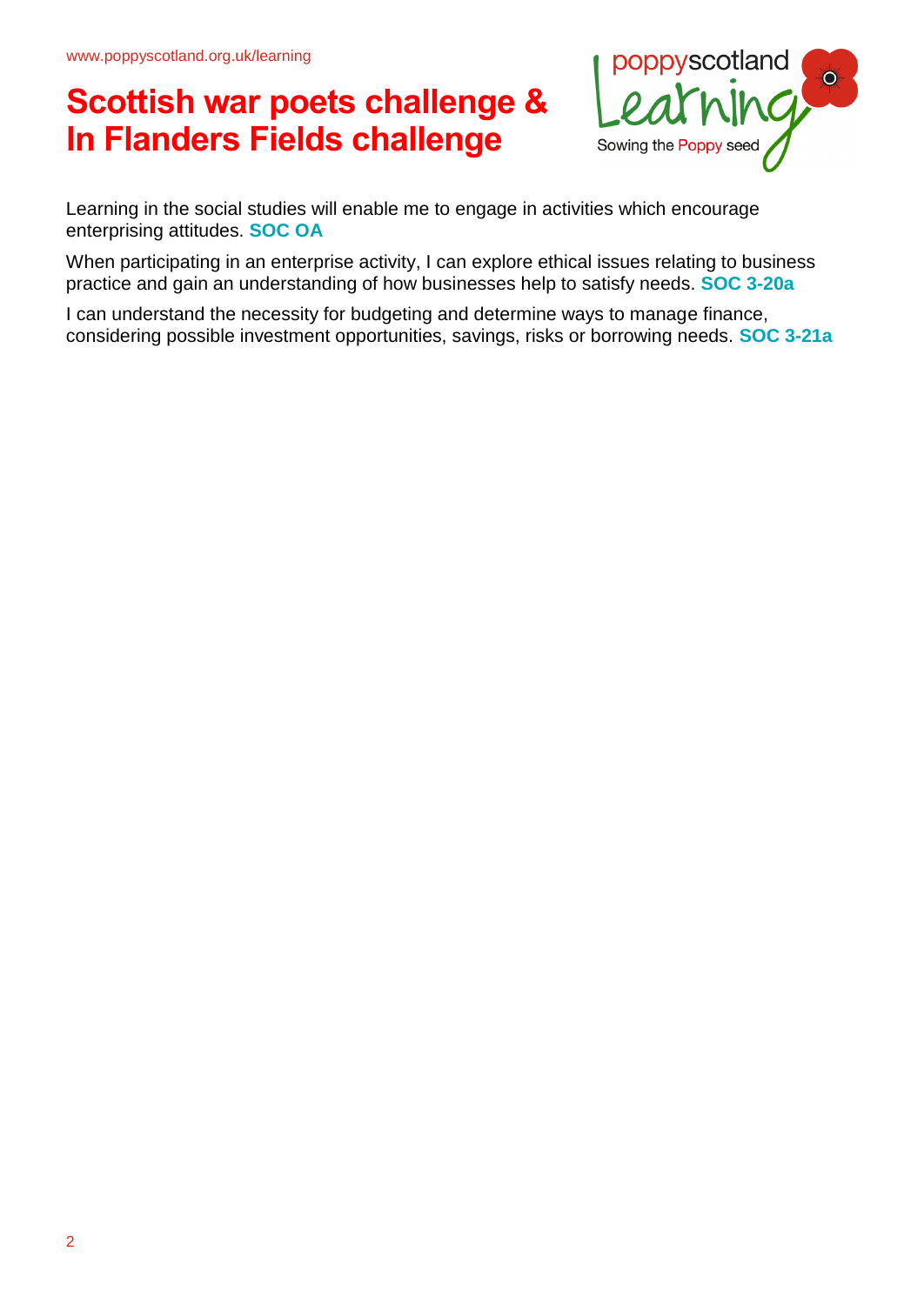# Scottish war poets challenge & In Flanders Fields challenge

Learning in the social studies will enable me to engage in activities which encourage enterprising attitudes. **SOC OA**

When participating in an enterprise activity, I can explore ethical issues relating to business practice and gain an understanding of how businesses help to satisfy needs. **SOC 3-20a**

I can understand the necessity for budgeting and determine ways to manage finance, considering possible investment opportunities, savings, risks or borrowing needs. **SOC 3-21a**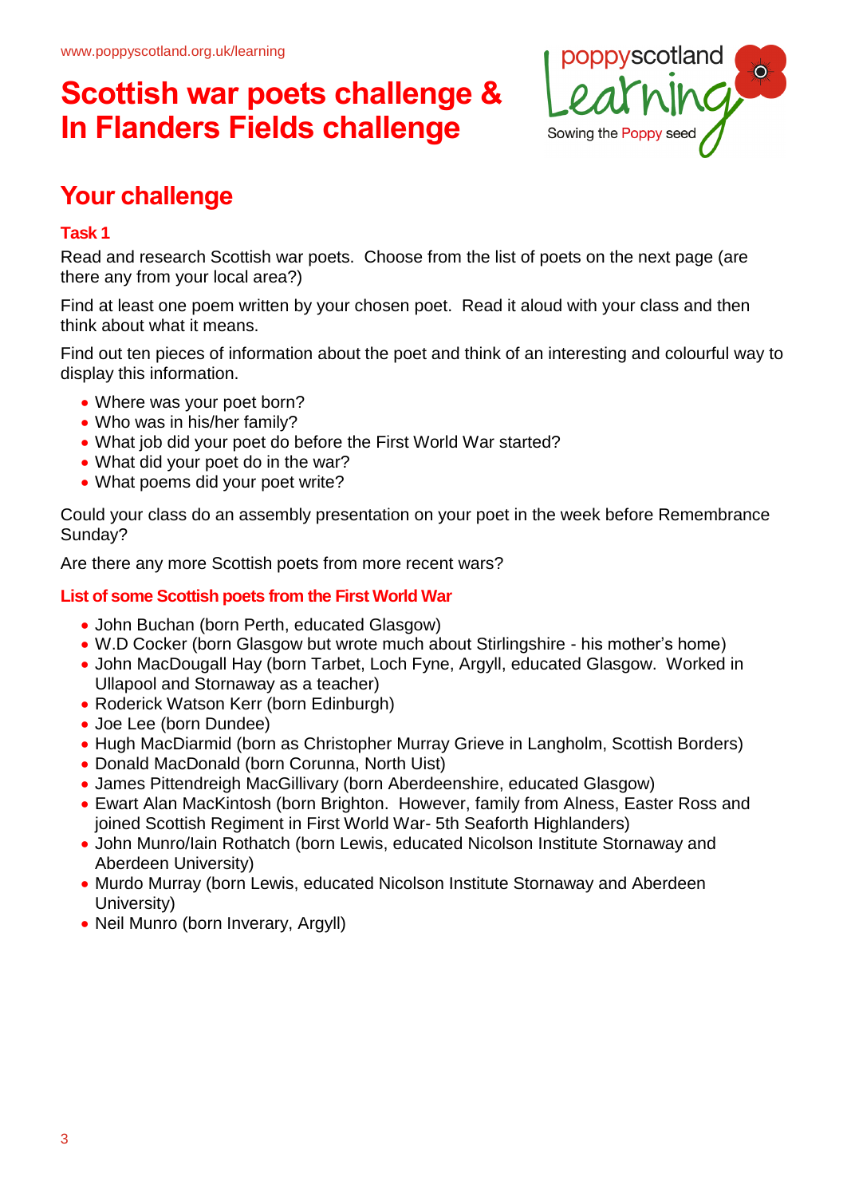# Scottish war poets challenge & In Flanders Fields challenge

## Your challenge

### Task 1

Read and research Scottish war poets. Choose from the list of poets on the next page (are there any from your local area?)

Find at least one poem written by your chosen poet. Read it aloud with your class and then think about what it means.

Find out ten pieces of information about the poet and think of an interesting and colourful way to display this information.

- Where was your poet born?
- Who was in his/her family?
- What job did your poet do before the First World War started?
- What did your poet do in the war?
- What poems did your poet write?

Could your class do an assembly presentation on your poet in the week before Remembrance Sunday?

Are there any more Scottish poets from more recent wars?

### List of some Scottish poets from the First World War

- John Buchan (born Perth, educated Glasgow)
- W.D Cocker (born Glasgow but wrote much about Stirlingshire - his mother's home)
- John MacDougall Hay (born Tarbet, Loch Fyne, Argyll, educated Glasgow. Worked in Ullapool and Stornaway as a teacher)
- Roderick Watson Kerr (born Edinburgh)
- Joe Lee (born Dundee)
- Hugh MacDiarmid (born as Christopher Murray Grieve in Langholm, Scottish Borders)
- Donald MacDonald (born Corunna, North Uist)
- James Pittendreigh MacGillivary (born Aberdeenshire, educated Glasgow)
- Ewart Alan MacKintosh (born Brighton. However, family from Alness, Easter Ross and joined Scottish Regiment in First World War- 5th Seaforth Highlanders)
- John Munro/Iain Rothatch (born Lewis, educated Nicolson Institute Stornaway and Aberdeen University)
- Murdo Murray (born Lewis, educated Nicolson Institute Stornaway and Aberdeen University)
- Neil Munro (born Inverary, Argyll)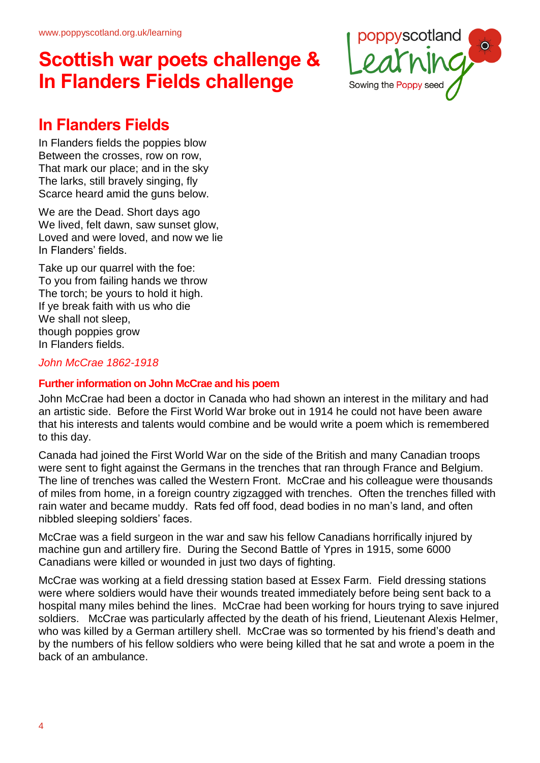www.poppyscotland.org.uk/learning

# Scottish war poets challenge & In Flanders Fields challenge

## In Flanders Fields

In Flanders fields the poppies blow  
Between the crosses, row on row,  
That mark our place; and in the sky  
The larks, still bravely singing, fly  
Scarce heard amid the guns below.

We are the Dead. Short days ago  
We lived, felt dawn, saw sunset glow,  
Loved and were loved, and now we lie  
In Flanders' fields.

Take up our quarrel with the foe:  
To you from failing hands we throw  
The torch; be yours to hold it high.  
If ye break faith with us who die  
We shall not sleep,  
though poppies grow  
In Flanders fields.

*John McCrae 1862-1918*

### Further information on John McCrae and his poem

John McCrae had been a doctor in Canada who had shown an interest in the military and had an artistic side. Before the First World War broke out in 1914 he could not have been aware that his interests and talents would combine and be would write a poem which is remembered to this day.

Canada had joined the First World War on the side of the British and many Canadian troops were sent to fight against the Germans in the trenches that ran through France and Belgium. The line of trenches was called the Western Front. McCrae and his colleague were thousands of miles from home, in a foreign country zigzagged with trenches. Often the trenches filled with rain water and became muddy. Rats fed off food, dead bodies in no man's land, and often nibbled sleeping soldiers' faces.

McCrae was a field surgeon in the war and saw his fellow Canadians horrifically injured by machine gun and artillery fire. During the Second Battle of Ypres in 1915, some 6000 Canadians were killed or wounded in just two days of fighting.

McCrae was working at a field dressing station based at Essex Farm. Field dressing stations were where soldiers would have their wounds treated immediately before being sent back to a hospital many miles behind the lines. McCrae had been working for hours trying to save injured soldiers. McCrae was particularly affected by the death of his friend, Lieutenant Alexis Helmer, who was killed by a German artillery shell. McCrae was so tormented by his friend's death and by the numbers of his fellow soldiers who were being killed that he sat and wrote a poem in the back of an ambulance.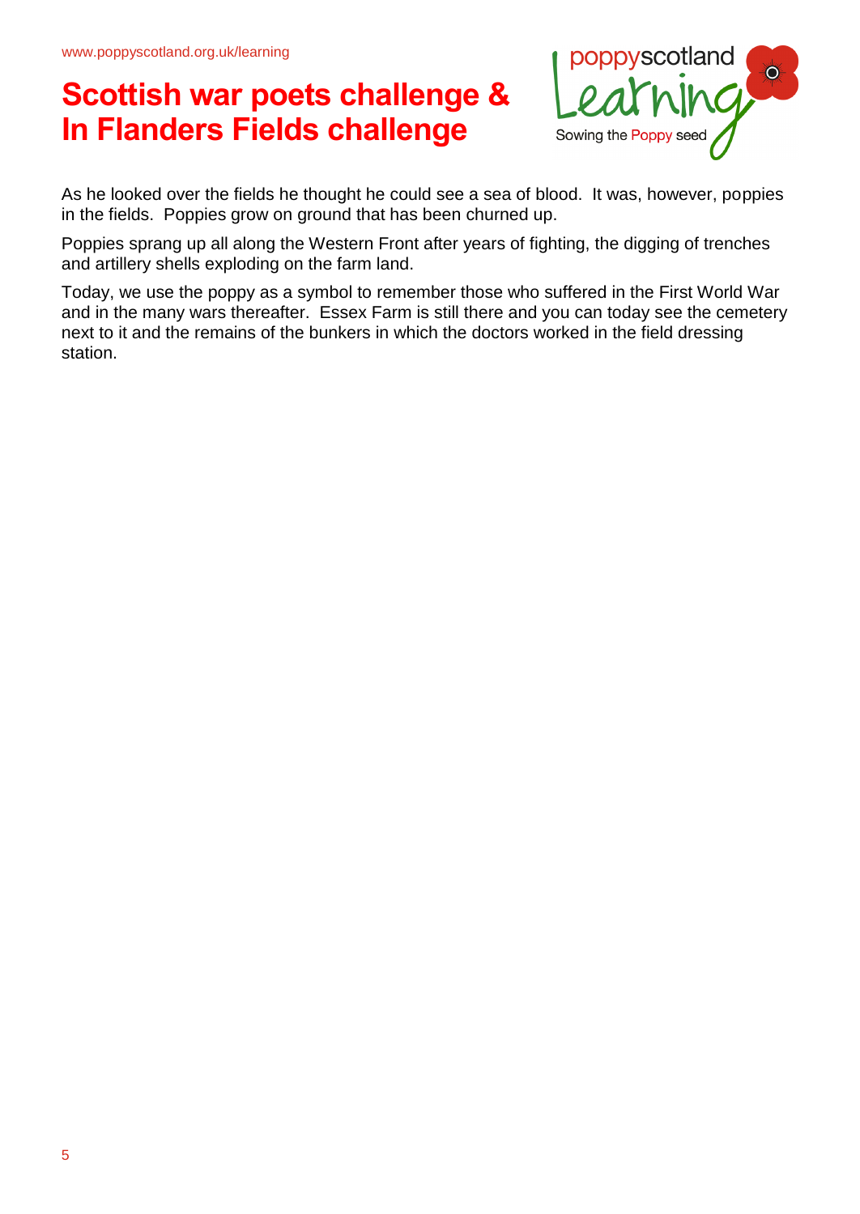# Scottish war poets challenge & In Flanders Fields challenge

As he looked over the fields he thought he could see a sea of blood. It was, however, poppies in the fields. Poppies grow on ground that has been churned up.

Poppies sprang up all along the Western Front after years of fighting, the digging of trenches and artillery shells exploding on the farm land.

Today, we use the poppy as a symbol to remember those who suffered in the First World War and in the many wars thereafter. Essex Farm is still there and you can today see the cemetery next to it and the remains of the bunkers in which the doctors worked in the field dressing station.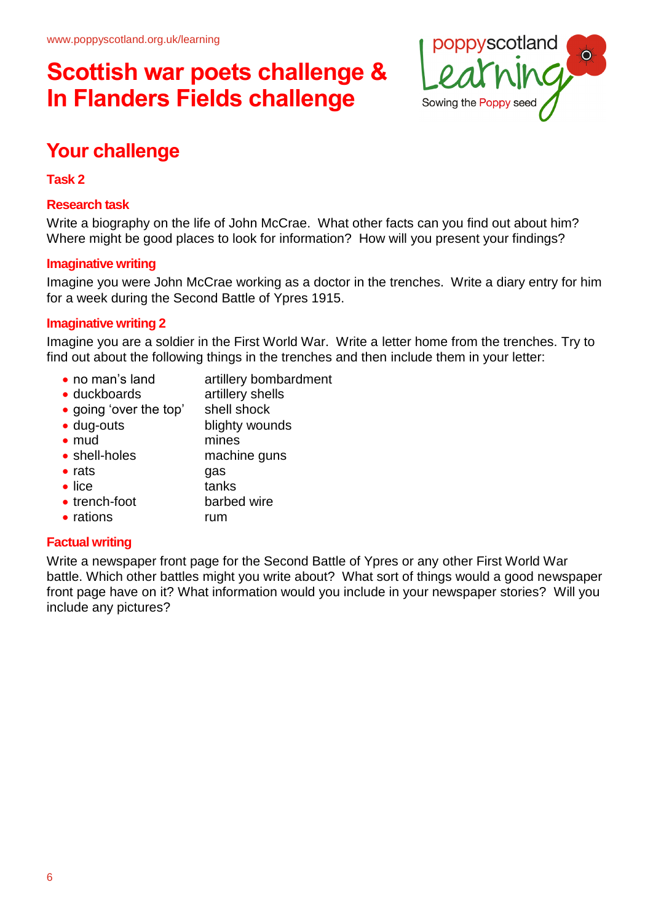# Scottish war poets challenge & In Flanders Fields challenge

## Your challenge

### Task 2

### Research task

Write a biography on the life of John McCrae. What other facts can you find out about him? Where might be good places to look for information? How will you present your findings?

### Imaginative writing

Imagine you were John McCrae working as a doctor in the trenches. Write a diary entry for him for a week during the Second Battle of Ypres 1915.

### Imaginative writing 2

Imagine you are a soldier in the First World War. Write a letter home from the trenches. Try to find out about the following things in the trenches and then include them in your letter:

- no man's land
- duckboards
- going 'over the top'
- dug-outs
- mud
- shell-holes
- rats
- lice
- trench-foot
- rations
- artillery bombardment
- artillery shells
- shell shock
- blighty wounds
- mines
- machine guns
- gas
- tanks
- barbed wire
- rum

### Factual writing

Write a newspaper front page for the Second Battle of Ypres or any other First World War battle. Which other battles might you write about? What sort of things would a good newspaper front page have on it? What information would you include in your newspaper stories? Will you include any pictures?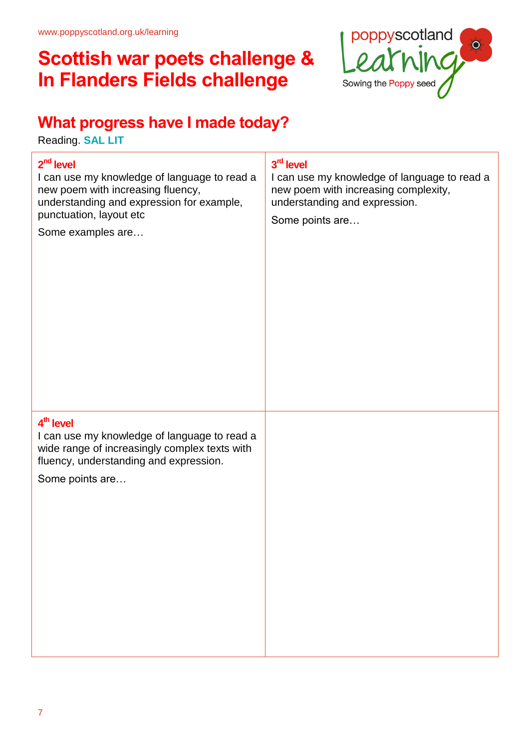www.poppyscotland.org.uk/learning

# Scottish war poets challenge & In Flanders Fields challenge

poppyscotland Learning
Sowing the Poppy seed

## What progress have I made today?

Reading. **SAL LIT**

| **2nd level**<br>I can use my knowledge of language to read a new poem with increasing fluency, understanding and expression for example, punctuation, layout etc<br>Some examples are… | **3rd level**<br>I can use my knowledge of language to read a new poem with increasing complexity, understanding and expression.<br>Some points are… |
|---|---|
| **4th level**<br>I can use my knowledge of language to read a wide range of increasingly complex texts with fluency, understanding and expression.<br>Some points are… | |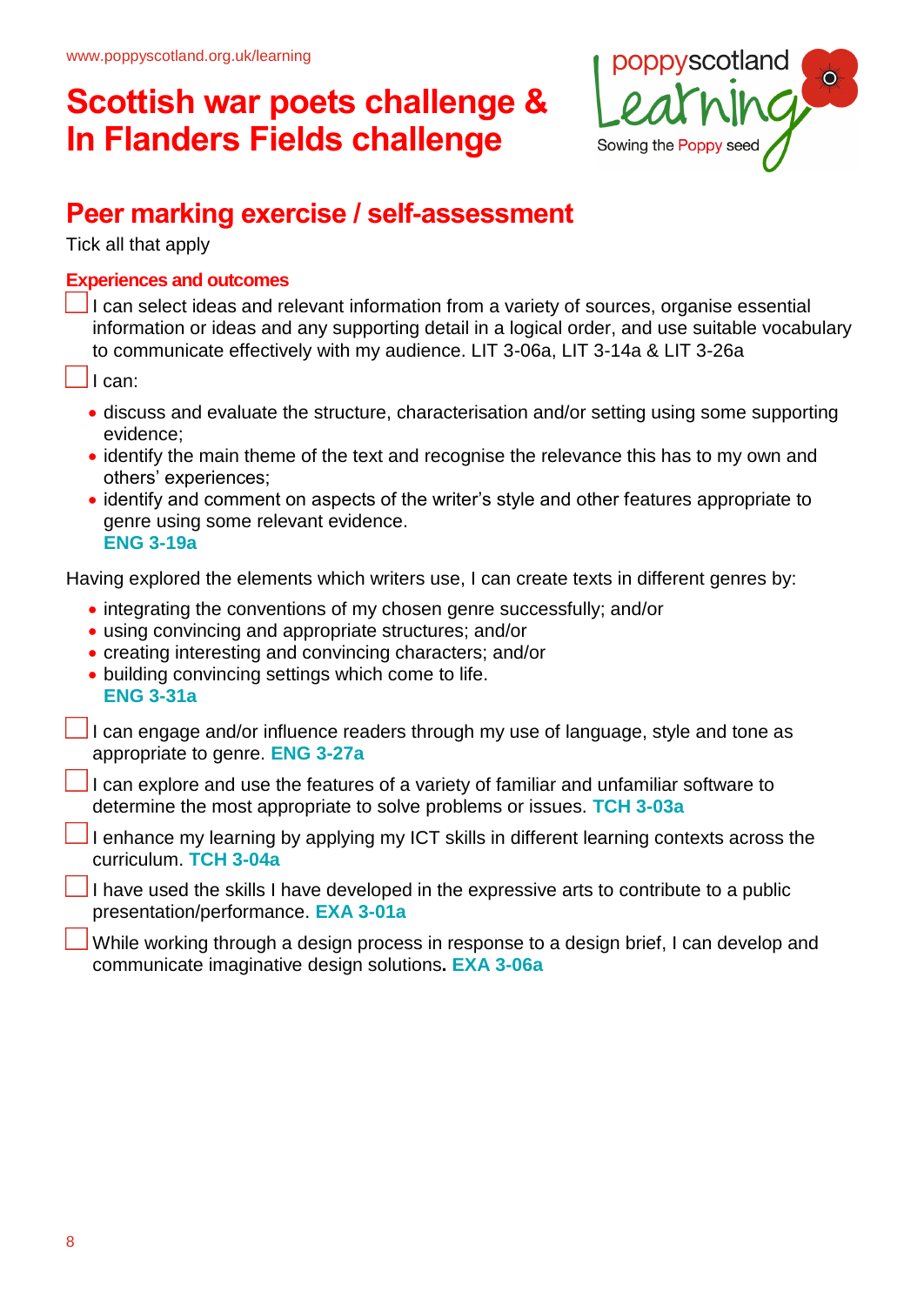www.poppyscotland.org.uk/learning

# Scottish war poets challenge & In Flanders Fields challenge

poppyscotland Learning
Sowing the Poppy seed

## Peer marking exercise / self-assessment

Tick all that apply

### Experiences and outcomes

- [ ] I can select ideas and relevant information from a variety of sources, organise essential information or ideas and any supporting detail in a logical order, and use suitable vocabulary to communicate effectively with my audience. LIT 3-06a, LIT 3-14a & LIT 3-26a

- [ ] I can:
  - discuss and evaluate the structure, characterisation and/or setting using some supporting evidence;
  - identify the main theme of the text and recognise the relevance this has to my own and others' experiences;
  - identify and comment on aspects of the writer's style and other features appropriate to genre using some relevant evidence.

  **ENG 3-19a**

Having explored the elements which writers use, I can create texts in different genres by:

- integrating the conventions of my chosen genre successfully; and/or
- using convincing and appropriate structures; and/or
- creating interesting and convincing characters; and/or
- building convincing settings which come to life.

**ENG 3-31a**

- [ ] I can engage and/or influence readers through my use of language, style and tone as appropriate to genre. **ENG 3-27a**

- [ ] I can explore and use the features of a variety of familiar and unfamiliar software to determine the most appropriate to solve problems or issues. **TCH 3-03a**

- [ ] I enhance my learning by applying my ICT skills in different learning contexts across the curriculum. **TCH 3-04a**

- [ ] I have used the skills I have developed in the expressive arts to contribute to a public presentation/performance. **EXA 3-01a**

- [ ] While working through a design process in response to a design brief, I can develop and communicate imaginative design solutions. **EXA 3-06a**